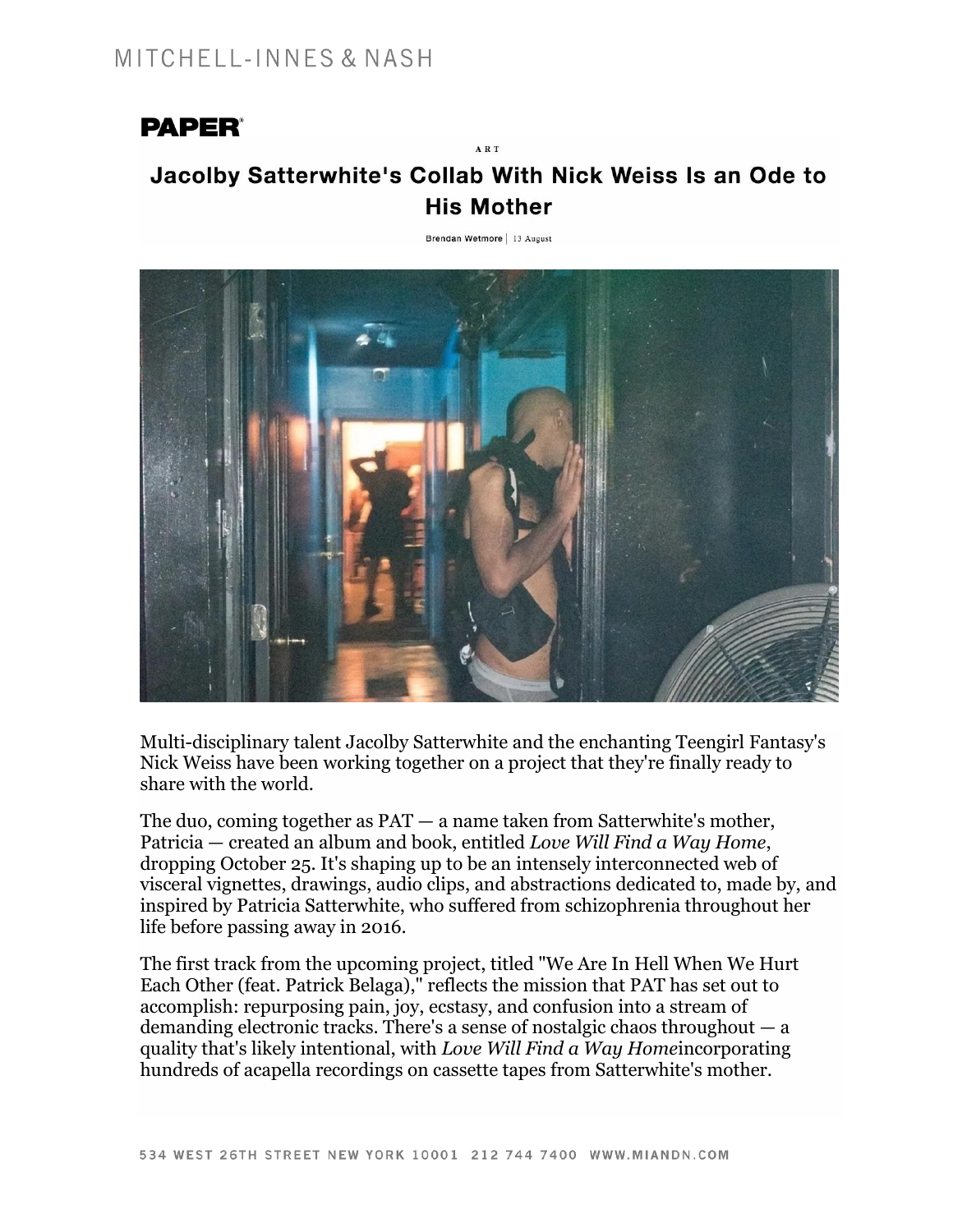PAPER

ART

# Jacolby Satterwhite's Collab With Nick Weiss Is an Ode to His Mother

Brendan Wetmore | 13 August

Multi-disciplinary talent Jacolby Satterwhite and the enchanting Teengirl Fantasy's Nick Weiss have been working together on a project that they're finally ready to share with the world.

The duo, coming together as PAT — a name taken from Satterwhite's mother, Patricia — created an album and book, entitled *Love Will Find a Way Home*, dropping October 25. It's shaping up to be an intensely interconnected web of visceral vignettes, drawings, audio clips, and abstractions dedicated to, made by, and inspired by Patricia Satterwhite, who suffered from schizophrenia throughout her life before passing away in 2016.

The first track from the upcoming project, titled "We Are In Hell When We Hurt Each Other (feat. Patrick Belaga)," reflects the mission that PAT has set out to accomplish: repurposing pain, joy, ecstasy, and confusion into a stream of demanding electronic tracks. There's a sense of nostalgic chaos throughout — a quality that's likely intentional, with *Love Will Find a Way Home*incorporating hundreds of acapella recordings on cassette tapes from Satterwhite's mother.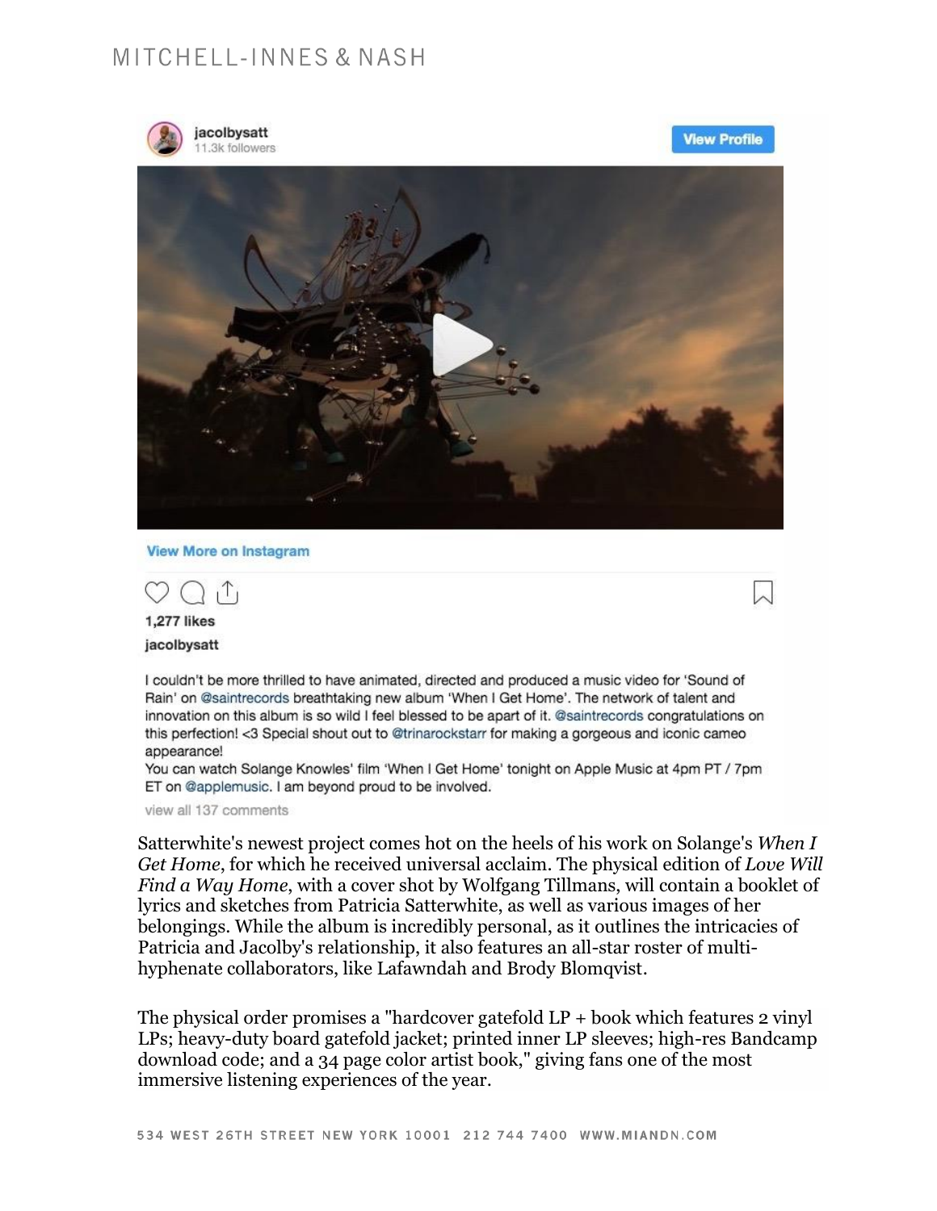jacolbysatt
11.3k followers

View Profile

View More on Instagram

1,277 likes

jacolbysatt

I couldn't be more thrilled to have animated, directed and produced a music video for 'Sound of Rain' on @saintrecords breathtaking new album 'When I Get Home'. The network of talent and innovation on this album is so wild I feel blessed to be apart of it. @saintrecords congratulations on this perfection! <3 Special shout out to @trinarockstarr for making a gorgeous and iconic cameo appearance!
You can watch Solange Knowles' film 'When I Get Home' tonight on Apple Music at 4pm PT / 7pm ET on @applemusic. I am beyond proud to be involved.

view all 137 comments

Satterwhite's newest project comes hot on the heels of his work on Solange's *When I Get Home*, for which he received universal acclaim. The physical edition of *Love Will Find a Way Home*, with a cover shot by Wolfgang Tillmans, will contain a booklet of lyrics and sketches from Patricia Satterwhite, as well as various images of her belongings. While the album is incredibly personal, as it outlines the intricacies of Patricia and Jacolby's relationship, it also features an all-star roster of multi-hyphenate collaborators, like Lafawndah and Brody Blomqvist.

The physical order promises a "hardcover gatefold LP + book which features 2 vinyl LPs; heavy-duty board gatefold jacket; printed inner LP sleeves; high-res Bandcamp download code; and a 34 page color artist book," giving fans one of the most immersive listening experiences of the year.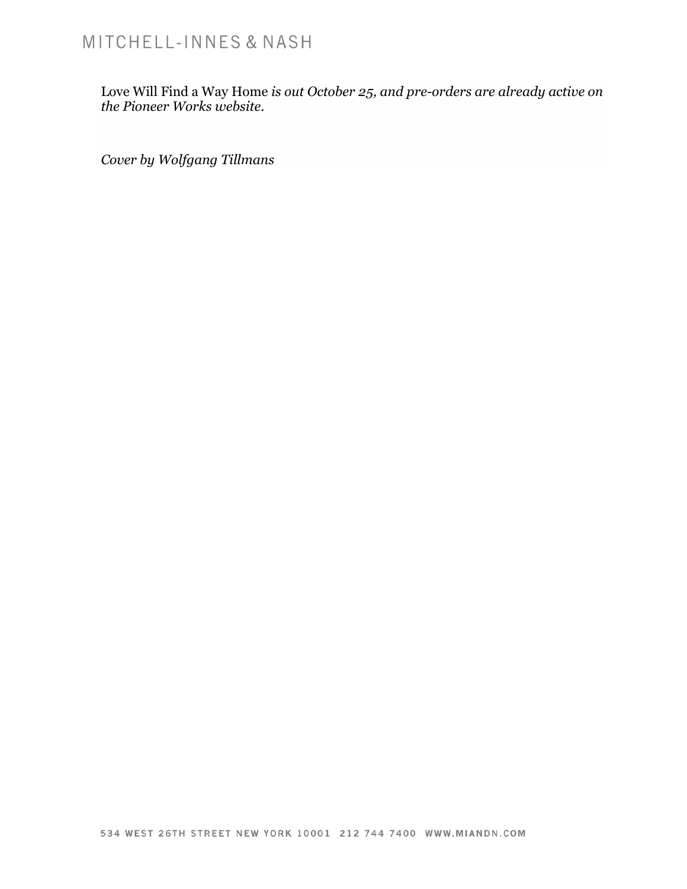Love Will Find a Way Home *is out October 25, and pre-orders are already active on the Pioneer Works website.*

*Cover by Wolfgang Tillmans*